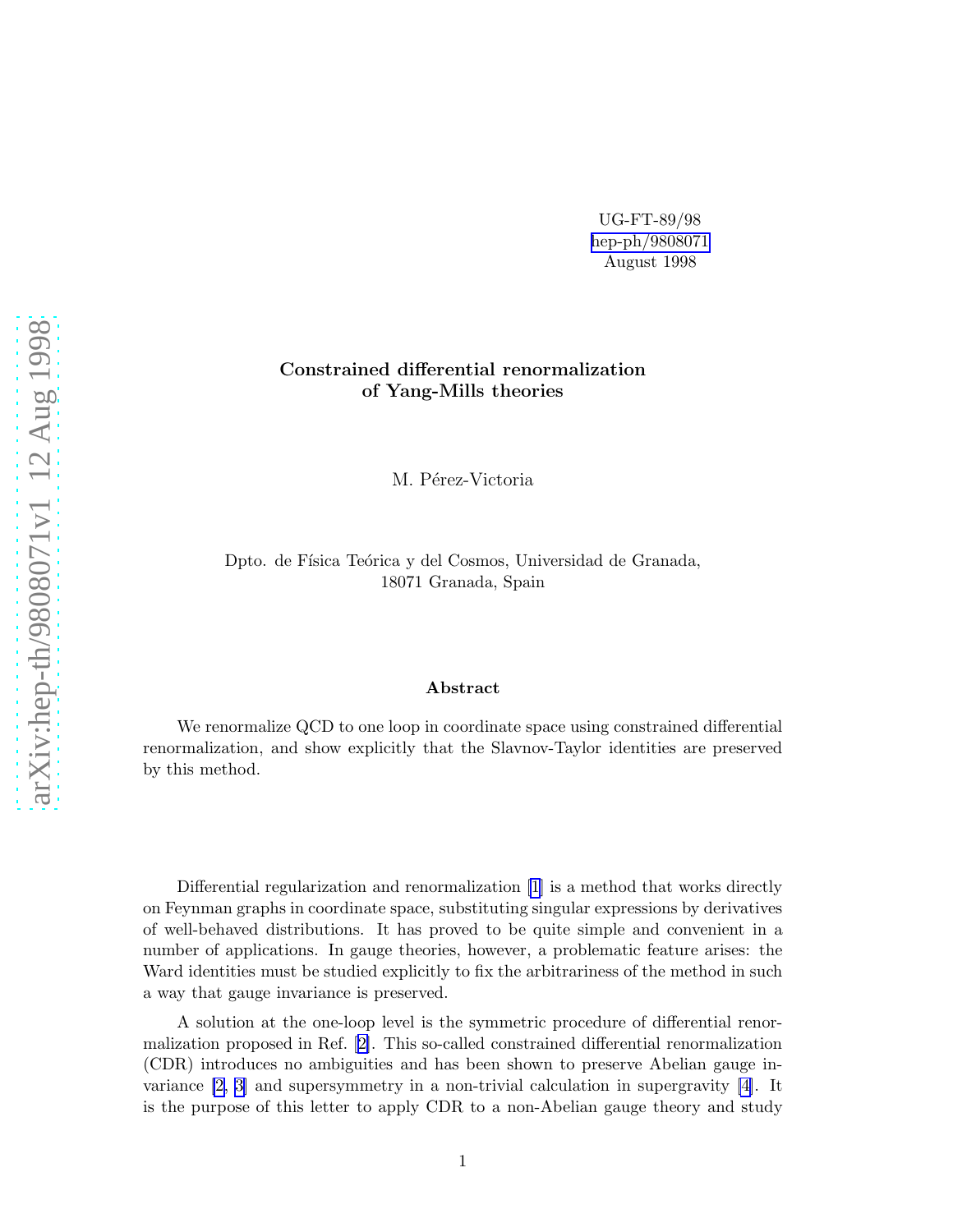UG-FT-89/98
hep-ph/9808071
August 1998

# Constrained differential renormalization of Yang-Mills theories

M. Pérez-Victoria

Dpto. de Física Teórica y del Cosmos, Universidad de Granada,
18071 Granada, Spain

### Abstract

We renormalize QCD to one loop in coordinate space using constrained differential renormalization, and show explicitly that the Slavnov-Taylor identities are preserved by this method.

Differential regularization and renormalization [1] is a method that works directly on Feynman graphs in coordinate space, substituting singular expressions by derivatives of well-behaved distributions. It has proved to be quite simple and convenient in a number of applications. In gauge theories, however, a problematic feature arises: the Ward identities must be studied explicitly to fix the arbitrariness of the method in such a way that gauge invariance is preserved.

A solution at the one-loop level is the symmetric procedure of differential renormalization proposed in Ref. [2]. This so-called constrained differential renormalization (CDR) introduces no ambiguities and has been shown to preserve Abelian gauge invariance [2, 3] and supersymmetry in a non-trivial calculation in supergravity [4]. It is the purpose of this letter to apply CDR to a non-Abelian gauge theory and study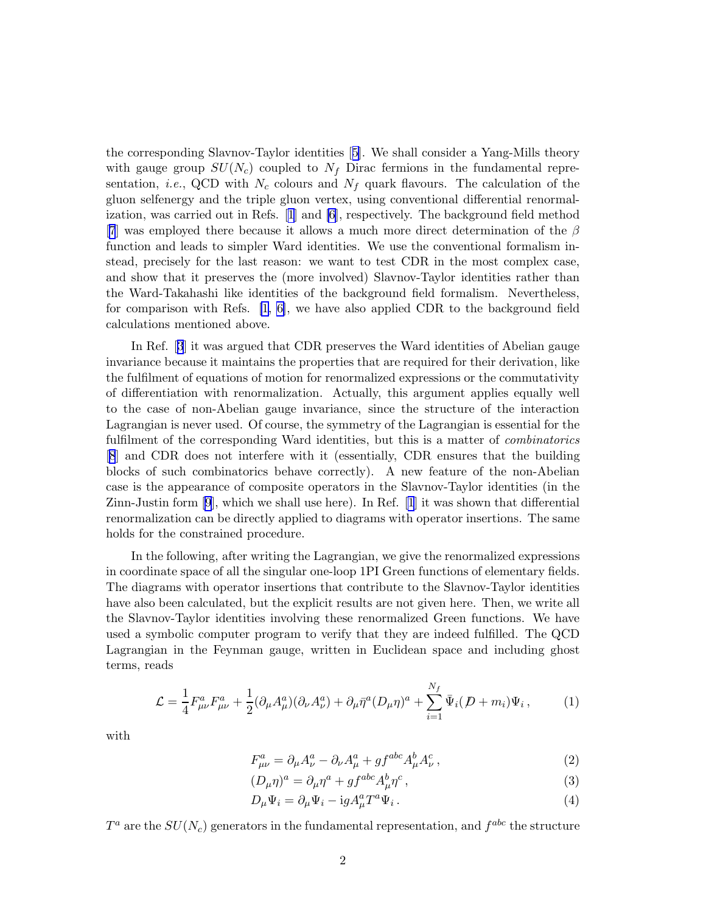the corresponding Slavnov-Taylor identities [5]. We shall consider a Yang-Mills theory with gauge group $SU(N_c)$ coupled to $N_f$ Dirac fermions in the fundamental representation, *i.e.*, QCD with $N_c$ colours and $N_f$ quark flavours. The calculation of the gluon selfenergy and the triple gluon vertex, using conventional differential renormalization, was carried out in Refs. [1] and [6], respectively. The background field method [7] was employed there because it allows a much more direct determination of the $\beta$ function and leads to simpler Ward identities. We use the conventional formalism instead, precisely for the last reason: we want to test CDR in the most complex case, and show that it preserves the (more involved) Slavnov-Taylor identities rather than the Ward-Takahashi like identities of the background field formalism. Nevertheless, for comparison with Refs. [1, 6], we have also applied CDR to the background field calculations mentioned above.

In Ref. [3] it was argued that CDR preserves the Ward identities of Abelian gauge invariance because it maintains the properties that are required for their derivation, like the fulfilment of equations of motion for renormalized expressions or the commutativity of differentiation with renormalization. Actually, this argument applies equally well to the case of non-Abelian gauge invariance, since the structure of the interaction Lagrangian is never used. Of course, the symmetry of the Lagrangian is essential for the fulfilment of the corresponding Ward identities, but this is a matter of *combinatorics* [8] and CDR does not interfere with it (essentially, CDR ensures that the building blocks of such combinatorics behave correctly). A new feature of the non-Abelian case is the appearance of composite operators in the Slavnov-Taylor identities (in the Zinn-Justin form [9], which we shall use here). In Ref. [1] it was shown that differential renormalization can be directly applied to diagrams with operator insertions. The same holds for the constrained procedure.

In the following, after writing the Lagrangian, we give the renormalized expressions in coordinate space of all the singular one-loop 1PI Green functions of elementary fields. The diagrams with operator insertions that contribute to the Slavnov-Taylor identities have also been calculated, but the explicit results are not given here. Then, we write all the Slavnov-Taylor identities involving these renormalized Green functions. We have used a symbolic computer program to verify that they are indeed fulfilled. The QCD Lagrangian in the Feynman gauge, written in Euclidean space and including ghost terms, reads

$$\mathcal{L} = \frac{1}{4}F^a_{\mu\nu}F^a_{\mu\nu} + \frac{1}{2}(\partial_\mu A^a_\mu)(\partial_\nu A^a_\nu) + \partial_\mu \bar{\eta}^a (D_\mu \eta)^a + \sum_{i=1}^{N_f} \bar{\Psi}_i (\not{D} + m_i)\Psi_i\,, \tag{1}$$

with

$$F^a_{\mu\nu} = \partial_\mu A^a_\nu - \partial_\nu A^a_\mu + g f^{abc} A^b_\mu A^c_\nu\,, \tag{2}$$

$$(D_\mu \eta)^a = \partial_\mu \eta^a + g f^{abc} A^b_\mu \eta^c\,, \tag{3}$$

$$D_\mu \Psi_i = \partial_\mu \Psi_i - \mathrm{i} g A^a_\mu T^a \Psi_i\,. \tag{4}$$

$T^a$ are the $SU(N_c)$ generators in the fundamental representation, and $f^{abc}$ the structure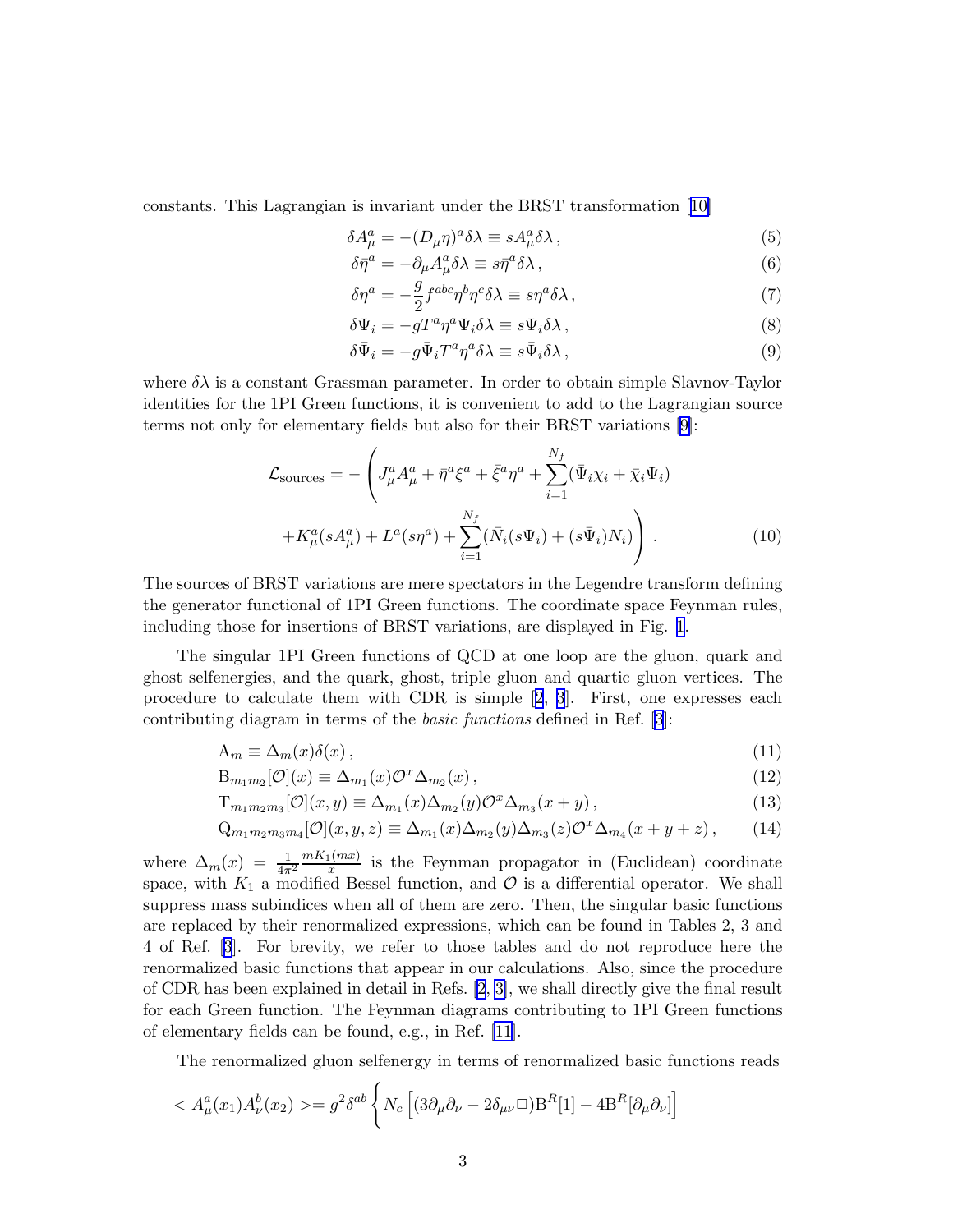constants. This Lagrangian is invariant under the BRST transformation [10]

$$
\begin{aligned}
\delta A^a_\mu &= -(D_\mu \eta)^a \delta\lambda \equiv sA^a_\mu \delta\lambda \,, && (5)\\
\delta \bar\eta^a &= -\partial_\mu A^a_\mu \delta\lambda \equiv s\bar\eta^a \delta\lambda \,, && (6)\\
\delta \eta^a &= -\frac{g}{2} f^{abc} \eta^b \eta^c \delta\lambda \equiv s\eta^a \delta\lambda \,, && (7)\\
\delta \Psi_i &= -g T^a \eta^a \Psi_i \delta\lambda \equiv s\Psi_i \delta\lambda \,, && (8)\\
\delta \bar\Psi_i &= -g \bar\Psi_i T^a \eta^a \delta\lambda \equiv s\bar\Psi_i \delta\lambda \,, && (9)
\end{aligned}
$$

where $\delta\lambda$ is a constant Grassman parameter. In order to obtain simple Slavnov-Taylor identities for the 1PI Green functions, it is convenient to add to the Lagrangian source terms not only for elementary fields but also for their BRST variations [9]:

$$
\begin{aligned}
\mathcal{L}_{\rm sources} = - \Bigg( & J^a_\mu A^a_\mu + \bar\eta^a \xi^a + \bar\xi^a \eta^a + \sum_{i=1}^{N_f} (\bar\Psi_i \chi_i + \bar\chi_i \Psi_i) \\
& + K^a_\mu (sA^a_\mu) + L^a (s\eta^a) + \sum_{i=1}^{N_f} (\bar N_i (s\Psi_i) + (s\bar\Psi_i) N_i) \Bigg) \,. \qquad (10)
\end{aligned}
$$

The sources of BRST variations are mere spectators in the Legendre transform defining the generator functional of 1PI Green functions. The coordinate space Feynman rules, including those for insertions of BRST variations, are displayed in Fig. 1.

The singular 1PI Green functions of QCD at one loop are the gluon, quark and ghost selfenergies, and the quark, ghost, triple gluon and quartic gluon vertices. The procedure to calculate them with CDR is simple [2, 3]. First, one expresses each contributing diagram in terms of the *basic functions* defined in Ref. [3]:

$$
\begin{aligned}
{\rm A}_m &\equiv \Delta_m(x)\delta(x) \,, && (11)\\
{\rm B}_{m_1 m_2}[\mathcal{O}](x) &\equiv \Delta_{m_1}(x) \mathcal{O}^x \Delta_{m_2}(x) \,, && (12)\\
{\rm T}_{m_1 m_2 m_3}[\mathcal{O}](x,y) &\equiv \Delta_{m_1}(x)\Delta_{m_2}(y) \mathcal{O}^x \Delta_{m_3}(x+y) \,, && (13)\\
{\rm Q}_{m_1 m_2 m_3 m_4}[\mathcal{O}](x,y,z) &\equiv \Delta_{m_1}(x)\Delta_{m_2}(y)\Delta_{m_3}(z) \mathcal{O}^x \Delta_{m_4}(x+y+z) \,, && (14)
\end{aligned}
$$

where $\Delta_m(x) = \frac{1}{4\pi^2}\frac{mK_1(mx)}{x}$ is the Feynman propagator in (Euclidean) coordinate space, with $K_1$ a modified Bessel function, and $\mathcal{O}$ is a differential operator. We shall suppress mass subindices when all of them are zero. Then, the singular basic functions are replaced by their renormalized expressions, which can be found in Tables 2, 3 and 4 of Ref. [3]. For brevity, we refer to those tables and do not reproduce here the renormalized basic functions that appear in our calculations. Also, since the procedure of CDR has been explained in detail in Refs. [2, 3], we shall directly give the final result for each Green function. The Feynman diagrams contributing to 1PI Green functions of elementary fields can be found, e.g., in Ref. [11].

The renormalized gluon selfenergy in terms of renormalized basic functions reads

$$
< A^a_\mu(x_1) A^b_\nu(x_2) >= g^2 \delta^{ab} \Bigg\{ N_c \left[ (3\partial_\mu\partial_\nu - 2\delta_{\mu\nu}\Box){\rm B}^R[1] - 4{\rm B}^R[\partial_\mu\partial_\nu] \right]
$$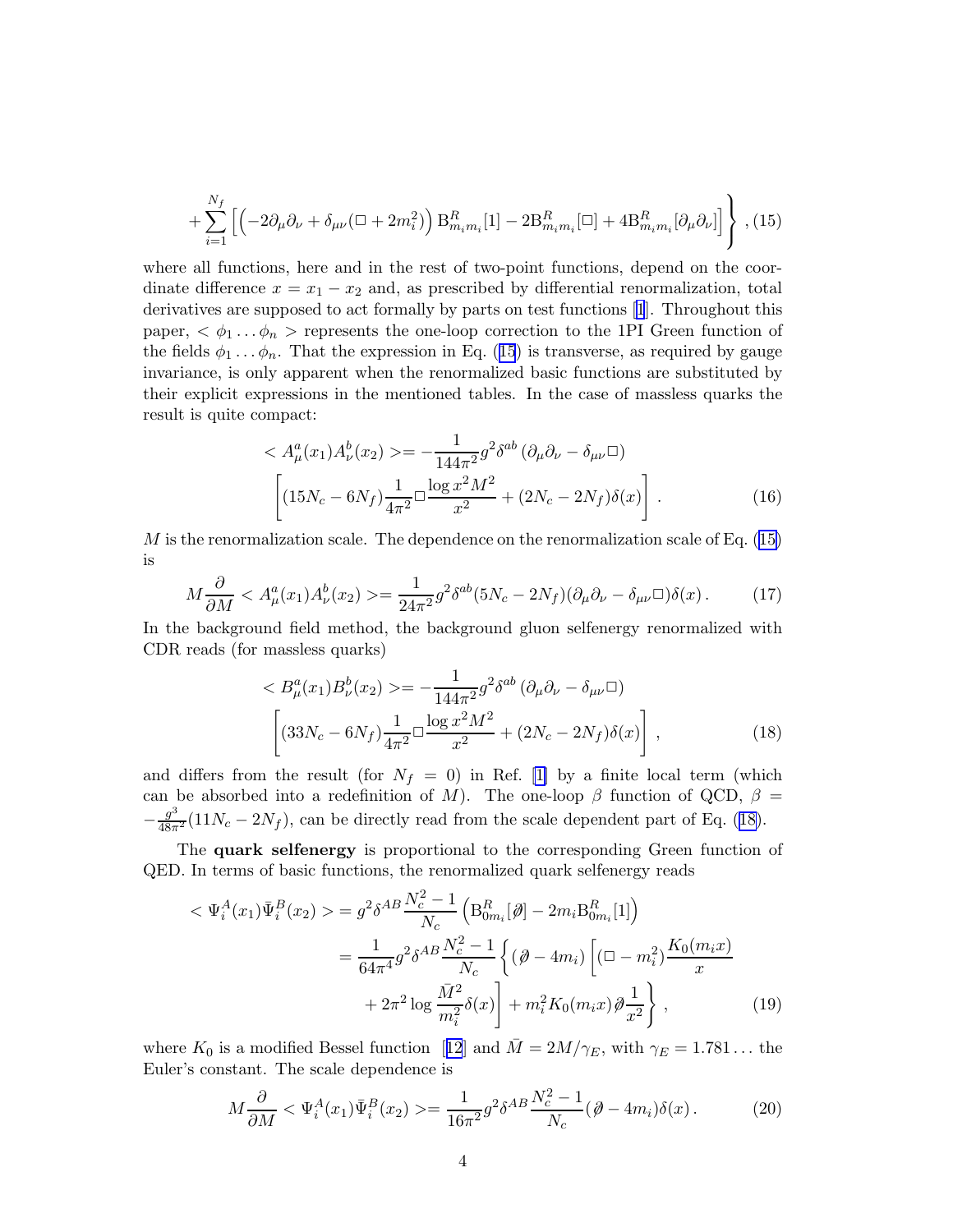$$+\sum_{i=1}^{N_f}\left[\left(-2\partial_\mu\partial_\nu+\delta_{\mu\nu}(\Box+2m_i^2)\right)\mathrm{B}^R_{m_im_i}[1]-2\mathrm{B}^R_{m_im_i}[\Box]+4\mathrm{B}^R_{m_im_i}[\partial_\mu\partial_\nu]\right]\Bigg\}\ ,\ (15)$$

where all functions, here and in the rest of two-point functions, depend on the coordinate difference $x = x_1 - x_2$ and, as prescribed by differential renormalization, total derivatives are supposed to act formally by parts on test functions [1]. Throughout this paper, $< \phi_1 \ldots \phi_n >$ represents the one-loop correction to the 1PI Green function of the fields $\phi_1 \ldots \phi_n$. That the expression in Eq. (15) is transverse, as required by gauge invariance, is only apparent when the renormalized basic functions are substituted by their explicit expressions in the mentioned tables. In the case of massless quarks the result is quite compact:

$$< A^a_\mu(x_1)A^b_\nu(x_2) >= -\frac{1}{144\pi^2}g^2\delta^{ab}\left(\partial_\mu\partial_\nu-\delta_{\mu\nu}\Box\right)$$
$$\left[(15N_c-6N_f)\frac{1}{4\pi^2}\Box\frac{\log x^2M^2}{x^2}+(2N_c-2N_f)\delta(x)\right]\ . \qquad (16)$$

$M$ is the renormalization scale. The dependence on the renormalization scale of Eq. (15) is

$$M\frac{\partial}{\partial M} < A^a_\mu(x_1)A^b_\nu(x_2) >= \frac{1}{24\pi^2}g^2\delta^{ab}(5N_c-2N_f)(\partial_\mu\partial_\nu-\delta_{\mu\nu}\Box)\delta(x)\,. \qquad (17)$$

In the background field method, the background gluon selfenergy renormalized with CDR reads (for massless quarks)

$$< B^a_\mu(x_1)B^b_\nu(x_2) >= -\frac{1}{144\pi^2}g^2\delta^{ab}\left(\partial_\mu\partial_\nu-\delta_{\mu\nu}\Box\right)$$
$$\left[(33N_c-6N_f)\frac{1}{4\pi^2}\Box\frac{\log x^2M^2}{x^2}+(2N_c-2N_f)\delta(x)\right]\ , \qquad (18)$$

and differs from the result (for $N_f = 0$) in Ref. [1] by a finite local term (which can be absorbed into a redefinition of $M$). The one-loop $\beta$ function of QCD, $\beta = -\frac{g^3}{48\pi^2}(11N_c - 2N_f)$, can be directly read from the scale dependent part of Eq. (18).

The **quark selfenergy** is proportional to the corresponding Green function of QED. In terms of basic functions, the renormalized quark selfenergy reads

$$\begin{aligned}< \Psi^A_i(x_1)\bar\Psi^B_i(x_2) > &= g^2\delta^{AB}\frac{N_c^2-1}{N_c}\left(\mathrm{B}^R_{0m_i}[\partial\!\!\!/]-2m_i\mathrm{B}^R_{0m_i}[1]\right)\\ &= \frac{1}{64\pi^4}g^2\delta^{AB}\frac{N_c^2-1}{N_c}\Bigg\{(\partial\!\!\!/-4m_i)\Bigg[(\Box-m_i^2)\frac{K_0(m_ix)}{x}\\ &\qquad+2\pi^2\log\frac{\bar M^2}{m_i^2}\delta(x)\Bigg]+m_i^2K_0(m_ix)\partial\!\!\!/\frac{1}{x^2}\Bigg\}\ ,\end{aligned} \qquad (19)$$

where $K_0$ is a modified Bessel function [12] and $\bar M = 2M/\gamma_E$, with $\gamma_E = 1.781\ldots$ the Euler's constant. The scale dependence is

$$M\frac{\partial}{\partial M} < \Psi^A_i(x_1)\bar\Psi^B_i(x_2) >= \frac{1}{16\pi^2}g^2\delta^{AB}\frac{N_c^2-1}{N_c}(\partial\!\!\!/-4m_i)\delta(x)\,. \qquad (20)$$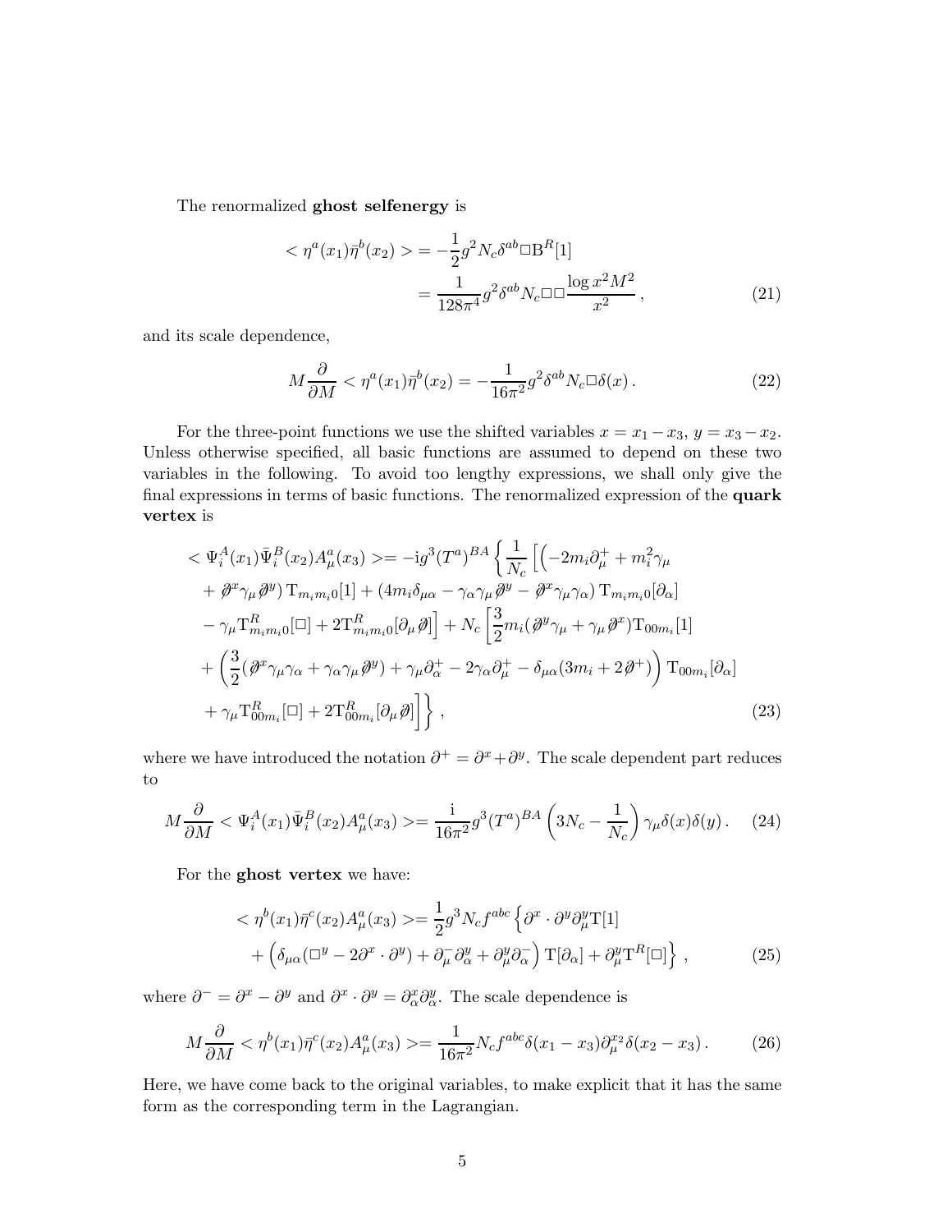The renormalized **ghost selfenergy** is

$$
\begin{aligned}
< \eta^a(x_1)\bar{\eta}^b(x_2) > &= -\frac{1}{2}g^2 N_c \delta^{ab} \Box \mathrm{B}^R[1] \\
&= \frac{1}{128\pi^4} g^2 \delta^{ab} N_c \Box\Box \frac{\log x^2 M^2}{x^2} \,,
\end{aligned} \tag{21}
$$

and its scale dependence,

$$
M\frac{\partial}{\partial M} < \eta^a(x_1)\bar{\eta}^b(x_2) = -\frac{1}{16\pi^2} g^2 \delta^{ab} N_c \Box \delta(x) \,. \tag{22}
$$

For the three-point functions we use the shifted variables $x = x_1 - x_3$, $y = x_3 - x_2$. Unless otherwise specified, all basic functions are assumed to depend on these two variables in the following. To avoid too lengthy expressions, we shall only give the final expressions in terms of basic functions. The renormalized expression of the **quark vertex** is

$$
\begin{aligned}
< \Psi_i^A(x_1)\bar{\Psi}_i^B(x_2)A_\mu^a(x_3) >= -\mathrm{i}g^3 (T^a)^{BA} \Bigg\{ \frac{1}{N_c} \Big[ \Big( -2m_i \partial_\mu^+ + m_i^2 \gamma_\mu \\
+ \not{\partial}^x \gamma_\mu \not{\partial}^y \Big) \mathrm{T}_{m_i m_i 0}[1] + \left(4m_i \delta_{\mu\alpha} - \gamma_\alpha \gamma_\mu \not{\partial}^y - \not{\partial}^x \gamma_\mu \gamma_\alpha\right) \mathrm{T}_{m_i m_i 0}[\partial_\alpha] \\
- \gamma_\mu \mathrm{T}^R_{m_i m_i 0}[\Box] + 2\mathrm{T}^R_{m_i m_i 0}[\partial_\mu \not{\partial}] \Big] + N_c \left[ \frac{3}{2} m_i (\not{\partial}^y \gamma_\mu + \gamma_\mu \not{\partial}^x) \mathrm{T}_{00m_i}[1] \right. \\
+ \left( \frac{3}{2}(\not{\partial}^x \gamma_\mu \gamma_\alpha + \gamma_\alpha \gamma_\mu \not{\partial}^y) + \gamma_\mu \partial_\alpha^+ - 2\gamma_\alpha \partial_\mu^+ - \delta_{\mu\alpha}(3m_i + 2\not{\partial}^+) \right) \mathrm{T}_{00m_i}[\partial_\alpha] \\
\left. + \gamma_\mu \mathrm{T}^R_{00m_i}[\Box] + 2\mathrm{T}^R_{00m_i}[\partial_\mu \not{\partial}] \right] \Bigg\} \,,
\end{aligned} \tag{23}
$$

where we have introduced the notation $\partial^+ = \partial^x + \partial^y$. The scale dependent part reduces to

$$
M\frac{\partial}{\partial M} < \Psi_i^A(x_1)\bar{\Psi}_i^B(x_2)A_\mu^a(x_3) >= \frac{\mathrm{i}}{16\pi^2} g^3 (T^a)^{BA} \left( 3N_c - \frac{1}{N_c} \right) \gamma_\mu \delta(x)\delta(y) \,. \tag{24}
$$

For the **ghost vertex** we have:

$$
\begin{aligned}
< \eta^b(x_1)\bar{\eta}^c(x_2)A_\mu^a(x_3) >= \frac{1}{2} g^3 N_c f^{abc} \Big\{ \partial^x \cdot \partial^y \partial_\mu^y \mathrm{T}[1] \\
+ \left( \delta_{\mu\alpha}(\Box^y - 2\partial^x \cdot \partial^y) + \partial_\mu^- \partial_\alpha^y + \partial_\mu^y \partial_\alpha^- \right) \mathrm{T}[\partial_\alpha] + \partial_\mu^y \mathrm{T}^R[\Box] \Big\} \,,
\end{aligned} \tag{25}
$$

where $\partial^- = \partial^x - \partial^y$ and $\partial^x \cdot \partial^y = \partial_\alpha^x \partial_\alpha^y$. The scale dependence is

$$
M\frac{\partial}{\partial M} < \eta^b(x_1)\bar{\eta}^c(x_2)A_\mu^a(x_3) >= \frac{1}{16\pi^2} N_c f^{abc} \delta(x_1 - x_3) \partial_\mu^{x_2} \delta(x_2 - x_3) \,. \tag{26}
$$

Here, we have come back to the original variables, to make explicit that it has the same form as the corresponding term in the Lagrangian.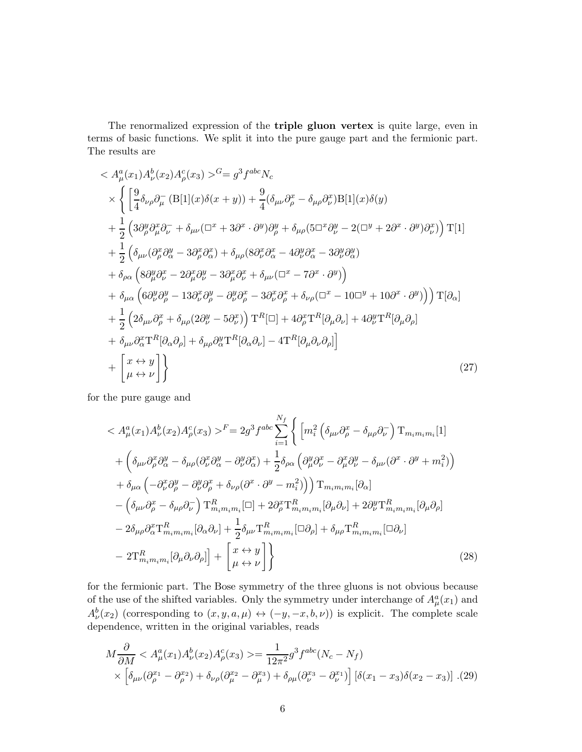The renormalized expression of the **triple gluon vertex** is quite large, even in terms of basic functions. We split it into the pure gauge part and the fermionic part. The results are

$$
\begin{aligned}
&< A^a_\mu(x_1)A^b_\nu(x_2)A^c_\rho(x_3) >^G = g^3 f^{abc} N_c \\
&\times \Bigg\{ \bigg[ \frac{9}{4}\delta_{\nu\rho}\partial^-_\mu \left(\mathrm{B}[1](x)\delta(x+y)\right) + \frac{9}{4}(\delta_{\mu\nu}\partial^x_\rho - \delta_{\mu\rho}\partial^x_\nu)\mathrm{B}[1](x)\delta(y) \\
&+ \frac{1}{2}\left(3\partial^y_\rho\partial^x_\mu\partial^-_\nu + \delta_{\mu\nu}(\Box^x + 3\partial^x\cdot\partial^y)\partial^y_\rho + \delta_{\mu\rho}(5\Box^x\partial^y_\nu - 2(\Box^y + 2\partial^x\cdot\partial^y)\partial^x_\nu)\right)\mathrm{T}[1] \\
&+ \frac{1}{2}\Big(\delta_{\mu\nu}(\partial^x_\rho\partial^y_\alpha - 3\partial^x_\rho\partial^x_\alpha) + \delta_{\mu\rho}(8\partial^x_\nu\partial^x_\alpha - 4\partial^y_\nu\partial^x_\alpha - 3\partial^y_\nu\partial^y_\alpha) \\
&+ \delta_{\rho\alpha}\left(8\partial^y_\mu\partial^x_\nu - 2\partial^x_\mu\partial^y_\nu - 3\partial^x_\mu\partial^x_\nu + \delta_{\mu\nu}(\Box^x - 7\partial^x\cdot\partial^y)\right) \\
&+ \delta_{\mu\alpha}\left(6\partial^y_\nu\partial^y_\rho - 13\partial^x_\nu\partial^y_\rho - \partial^y_\nu\partial^x_\rho - 3\partial^x_\nu\partial^x_\rho + \delta_{\nu\rho}(\Box^x - 10\Box^y + 10\partial^x\cdot\partial^y)\right)\Big)\mathrm{T}[\partial_\alpha] \\
&+ \frac{1}{2}\left(2\delta_{\mu\nu}\partial^x_\rho + \delta_{\mu\rho}(2\partial^y_\nu - 5\partial^x_\nu)\right)\mathrm{T}^R[\Box] + 4\partial^x_\rho\mathrm{T}^R[\partial_\mu\partial_\nu] + 4\partial^y_\nu\mathrm{T}^R[\partial_\mu\partial_\rho] \\
&+ \delta_{\mu\nu}\partial^x_\alpha\mathrm{T}^R[\partial_\alpha\partial_\rho] + \delta_{\mu\rho}\partial^y_\alpha\mathrm{T}^R[\partial_\alpha\partial_\nu] - 4\mathrm{T}^R[\partial_\mu\partial_\nu\partial_\rho]\bigg] \\
&+ \begin{bmatrix} x \leftrightarrow y \\ \mu \leftrightarrow \nu \end{bmatrix}\Bigg\}
\end{aligned}
\tag{27}
$$

for the pure gauge and

$$
\begin{aligned}
&< A^a_\mu(x_1)A^b_\nu(x_2)A^c_\rho(x_3) >^F = 2g^3 f^{abc}\sum_{i=1}^{N_f}\Bigg\{ \bigg[ m_i^2\left(\delta_{\mu\nu}\partial^x_\rho - \delta_{\mu\rho}\partial^-_\nu\right)\mathrm{T}_{m_i m_i m_i}[1] \\
&+ \Big(\delta_{\mu\nu}\partial^x_\rho\partial^y_\alpha - \delta_{\mu\rho}(\partial^x_\nu\partial^y_\alpha - \partial^y_\nu\partial^x_\alpha) + \frac{1}{2}\delta_{\rho\alpha}\left(\partial^y_\mu\partial^x_\nu - \partial^x_\mu\partial^y_\nu - \delta_{\mu\nu}(\partial^x\cdot\partial^y + m_i^2)\right) \\
&+ \delta_{\mu\alpha}\left(-\partial^x_\nu\partial^y_\rho - \partial^y_\nu\partial^x_\rho + \delta_{\nu\rho}(\partial^x\cdot\partial^y - m_i^2)\right)\Big)\mathrm{T}_{m_i m_i m_i}[\partial_\alpha] \\
&- \left(\delta_{\mu\nu}\partial^x_\rho - \delta_{\mu\rho}\partial^-_\nu\right)\mathrm{T}^R_{m_i m_i m_i}[\Box] + 2\partial^x_\rho\mathrm{T}^R_{m_i m_i m_i}[\partial_\mu\partial_\nu] + 2\partial^y_\nu\mathrm{T}^R_{m_i m_i m_i}[\partial_\mu\partial_\rho] \\
&- 2\delta_{\mu\rho}\partial^x_\alpha\mathrm{T}^R_{m_i m_i m_i}[\partial_\alpha\partial_\nu] + \frac{1}{2}\delta_{\mu\nu}\mathrm{T}^R_{m_i m_i m_i}[\Box\partial_\rho] + \delta_{\mu\rho}\mathrm{T}^R_{m_i m_i m_i}[\Box\partial_\nu] \\
&- 2\mathrm{T}^R_{m_i m_i m_i}[\partial_\mu\partial_\nu\partial_\rho]\bigg] + \begin{bmatrix} x \leftrightarrow y \\ \mu \leftrightarrow \nu \end{bmatrix}\Bigg\}
\end{aligned}
\tag{28}
$$

for the fermionic part. The Bose symmetry of the three gluons is not obvious because of the use of the shifted variables. Only the symmetry under interchange of $A^a_\mu(x_1)$ and $A^b_\nu(x_2)$ (corresponding to $(x, y, a, \mu) \leftrightarrow (-y, -x, b, \nu)$) is explicit. The complete scale dependence, written in the original variables, reads

$$
\begin{aligned}
&M\frac{\partial}{\partial M} < A^a_\mu(x_1)A^b_\nu(x_2)A^c_\rho(x_3) > = \frac{1}{12\pi^2}g^3 f^{abc}(N_c - N_f) \\
&\times \left[\delta_{\mu\nu}(\partial^{x_1}_\rho - \partial^{x_2}_\rho) + \delta_{\nu\rho}(\partial^{x_2}_\mu - \partial^{x_3}_\mu) + \delta_{\rho\mu}(\partial^{x_3}_\nu - \partial^{x_1}_\nu)\right]\left[\delta(x_1 - x_3)\delta(x_2 - x_3)\right].
\end{aligned}
\tag{29}
$$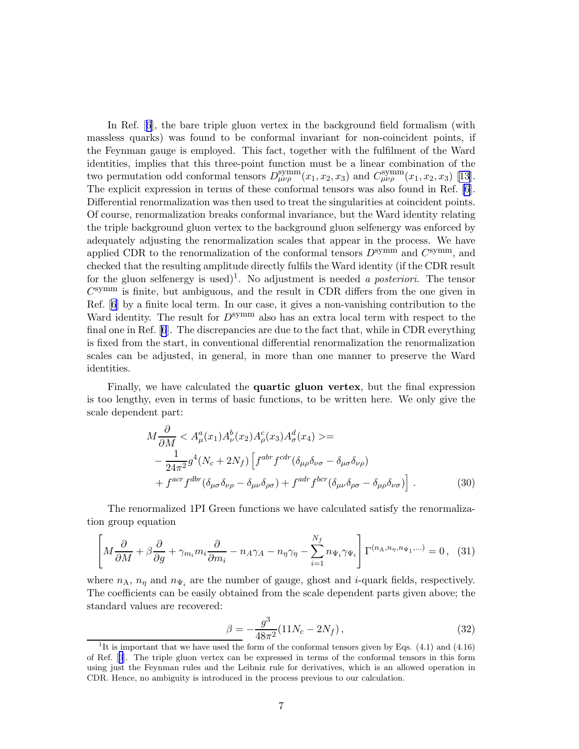In Ref. [6], the bare triple gluon vertex in the background field formalism (with massless quarks) was found to be conformal invariant for non-coincident points, if the Feynman gauge is employed. This fact, together with the fulfilment of the Ward identities, implies that this three-point function must be a linear combination of the two permutation odd conformal tensors $D^{\rm symm}_{\mu\nu\rho}(x_1,x_2,x_3)$ and $C^{\rm symm}_{\mu\nu\rho}(x_1,x_2,x_3)$ [13]. The explicit expression in terms of these conformal tensors was also found in Ref. [6]. Differential renormalization was then used to treat the singularities at coincident points. Of course, renormalization breaks conformal invariance, but the Ward identity relating the triple background gluon vertex to the background gluon selfenergy was enforced by adequately adjusting the renormalization scales that appear in the process. We have applied CDR to the renormalization of the conformal tensors $D^{\rm symm}$ and $C^{\rm symm}$, and checked that the resulting amplitude directly fulfils the Ward identity (if the CDR result for the gluon selfenergy is used)[1]. No adjustment is needed *a posteriori*. The tensor $C^{\rm symm}$ is finite, but ambiguous, and the result in CDR differs from the one given in Ref. [6] by a finite local term. In our case, it gives a non-vanishing contribution to the Ward identity. The result for $D^{\rm symm}$ also has an extra local term with respect to the final one in Ref. [6]. The discrepancies are due to the fact that, while in CDR everything is fixed from the start, in conventional differential renormalization the renormalization scales can be adjusted, in general, in more than one manner to preserve the Ward identities.

Finally, we have calculated the **quartic gluon vertex**, but the final expression is too lengthy, even in terms of basic functions, to be written here. We only give the scale dependent part:

$$
\begin{aligned}
& M\frac{\partial}{\partial M} < A^a_\mu(x_1)A^b_\nu(x_2)A^c_\rho(x_3)A^d_\sigma(x_4) >= \\
& -\frac{1}{24\pi^2}g^4(N_c+2N_f)\Big[f^{abr}f^{cdr}(\delta_{\mu\rho}\delta_{\nu\sigma}-\delta_{\mu\sigma}\delta_{\nu\rho}) \\
& + f^{acr}f^{dbr}(\delta_{\mu\sigma}\delta_{\nu\rho}-\delta_{\mu\nu}\delta_{\rho\sigma}) + f^{adr}f^{bcr}(\delta_{\mu\nu}\delta_{\rho\sigma}-\delta_{\mu\rho}\delta_{\nu\sigma})\Big]\,. 
\end{aligned}
\tag{30}
$$

The renormalized 1PI Green functions we have calculated satisfy the renormalization group equation

$$
\left[M\frac{\partial}{\partial M}+\beta\frac{\partial}{\partial g}+\gamma_{m_i}m_i\frac{\partial}{\partial m_i}-n_A\gamma_A-n_\eta\gamma_\eta-\sum_{i=1}^{N_f}n_{\Psi_i}\gamma_{\Psi_i}\right]\Gamma^{(n_{\rm A},n_\eta,n_{\Psi_1},\ldots)}=0\,, \tag{31}
$$

where $n_{\rm A}$, $n_\eta$ and $n_{\Psi_i}$ are the number of gauge, ghost and $i$-quark fields, respectively. The coefficients can be easily obtained from the scale dependent parts given above; the standard values are recovered:

$$
\beta = -\frac{g^3}{48\pi^2}(11N_c-2N_f)\,, \tag{32}
$$

[1] It is important that we have used the form of the conformal tensors given by Eqs. (4.1) and (4.16) of Ref. [6]. The triple gluon vertex can be expressed in terms of the conformal tensors in this form using just the Feynman rules and the Leibniz rule for derivatives, which is an allowed operation in CDR. Hence, no ambiguity is introduced in the process previous to our calculation.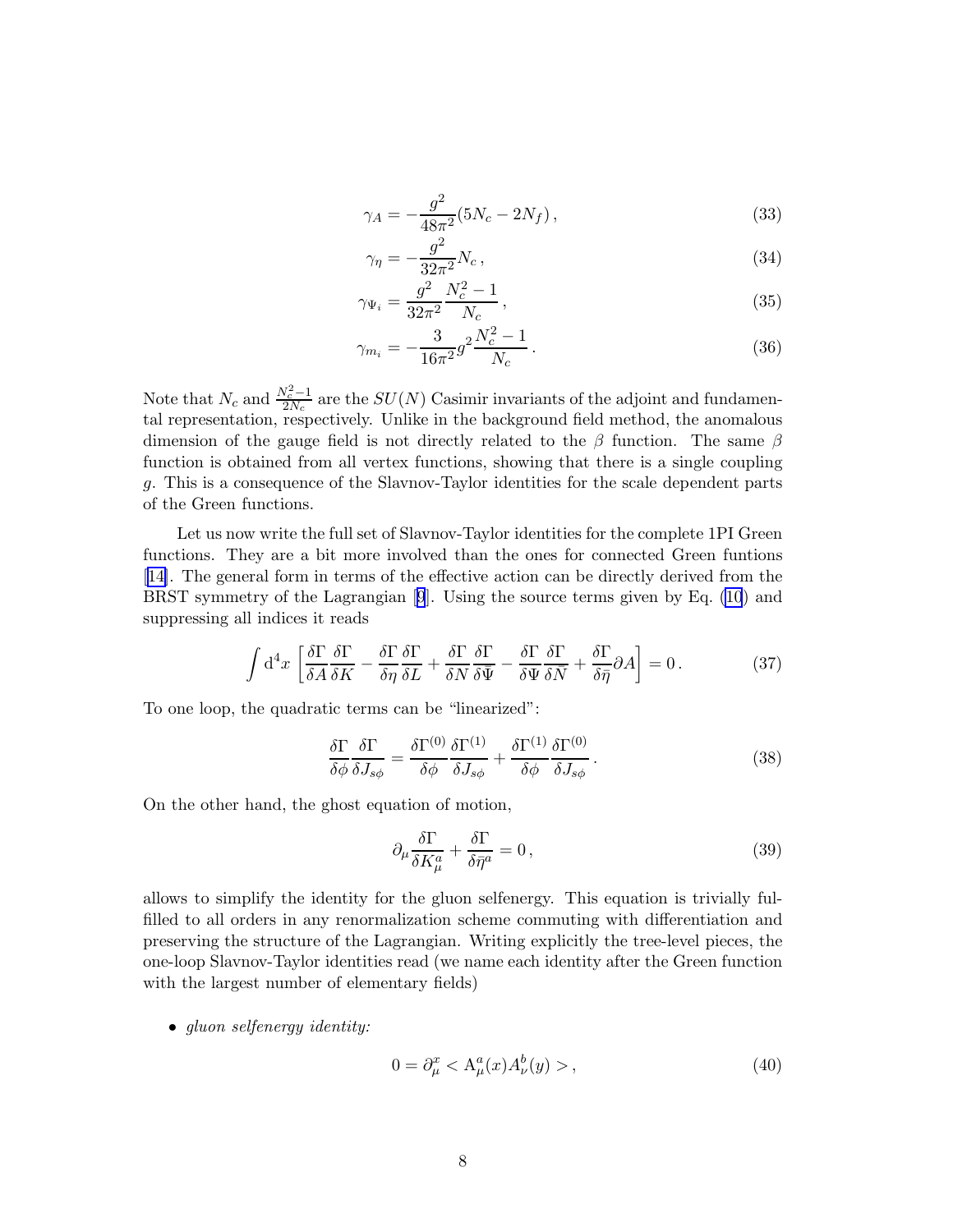$$\gamma_A = -\frac{g^2}{48\pi^2}(5N_c - 2N_f)\,, \tag{33}$$

$$\gamma_\eta = -\frac{g^2}{32\pi^2}N_c\,, \tag{34}$$

$$\gamma_{\Psi_i} = \frac{g^2}{32\pi^2}\frac{N_c^2-1}{N_c}\,, \tag{35}$$

$$\gamma_{m_i} = -\frac{3}{16\pi^2}g^2\frac{N_c^2-1}{N_c}\,. \tag{36}$$

Note that $N_c$ and $\frac{N_c^2-1}{2N_c}$ are the $SU(N)$ Casimir invariants of the adjoint and fundamental representation, respectively. Unlike in the background field method, the anomalous dimension of the gauge field is not directly related to the $\beta$ function. The same $\beta$ function is obtained from all vertex functions, showing that there is a single coupling $g$. This is a consequence of the Slavnov-Taylor identities for the scale dependent parts of the Green functions.

Let us now write the full set of Slavnov-Taylor identities for the complete 1PI Green functions. They are a bit more involved than the ones for connected Green funtions [14]. The general form in terms of the effective action can be directly derived from the BRST symmetry of the Lagrangian [9]. Using the source terms given by Eq. (10) and suppressing all indices it reads

$$\int \mathrm{d}^4x \left[\frac{\delta\Gamma}{\delta A}\frac{\delta\Gamma}{\delta K} - \frac{\delta\Gamma}{\delta\eta}\frac{\delta\Gamma}{\delta L} + \frac{\delta\Gamma}{\delta N}\frac{\delta\Gamma}{\delta\overline{\Psi}} - \frac{\delta\Gamma}{\delta\Psi}\frac{\delta\Gamma}{\delta\overline{N}} + \frac{\delta\Gamma}{\delta\overline{\eta}}\partial A\right] = 0\,. \tag{37}$$

To one loop, the quadratic terms can be "linearized":

$$\frac{\delta\Gamma}{\delta\phi}\frac{\delta\Gamma}{\delta J_{s\phi}} = \frac{\delta\Gamma^{(0)}}{\delta\phi}\frac{\delta\Gamma^{(1)}}{\delta J_{s\phi}} + \frac{\delta\Gamma^{(1)}}{\delta\phi}\frac{\delta\Gamma^{(0)}}{\delta J_{s\phi}}\,. \tag{38}$$

On the other hand, the ghost equation of motion,

$$\partial_\mu\frac{\delta\Gamma}{\delta K_\mu^a} + \frac{\delta\Gamma}{\delta\overline{\eta}^a} = 0\,, \tag{39}$$

allows to simplify the identity for the gluon selfenergy. This equation is trivially fulfilled to all orders in any renormalization scheme commuting with differentiation and preserving the structure of the Lagrangian. Writing explicitly the tree-level pieces, the one-loop Slavnov-Taylor identities read (we name each identity after the Green function with the largest number of elementary fields)

- *gluon selfenergy identity:*

$$0 = \partial_\mu^x < \mathrm{A}_\mu^a(x)A_\nu^b(y) >\,, \tag{40}$$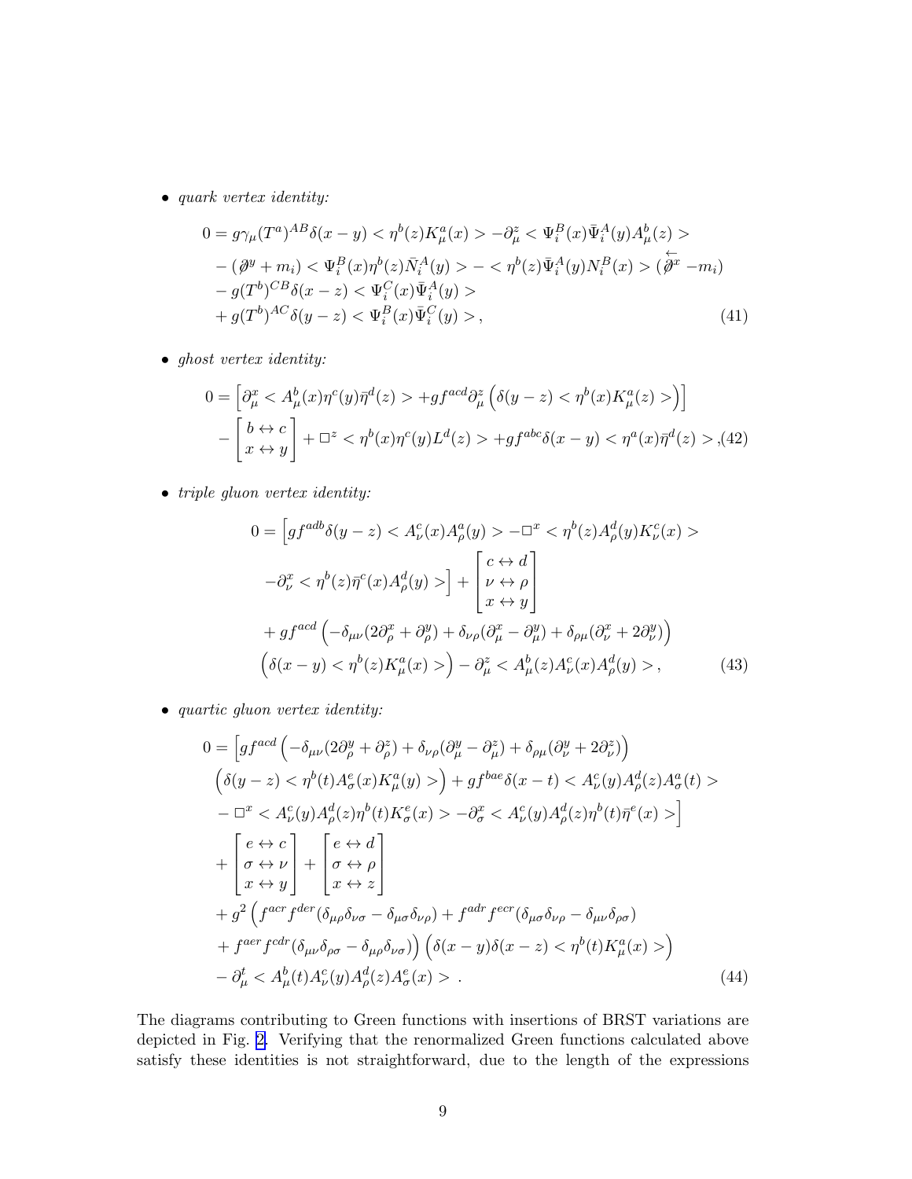- *quark vertex identity:*

$$
\begin{aligned}
0 &= g\gamma_\mu (T^a)^{AB}\delta(x-y) < \eta^b(z) K^a_\mu(x) > -\partial^z_\mu < \Psi^B_i(x)\bar{\Psi}^A_i(y) A^b_\mu(z) > \\
&- (\partial\!\!\!/^y + m_i) < \Psi^B_i(x)\eta^b(z)\bar{N}^A_i(y) > - < \eta^b(z)\bar{\Psi}^A_i(y) N^B_i(x) > (\overleftarrow{\partial\!\!\!/^x} - m_i) \\
&- g(T^b)^{CB}\delta(x-z) < \Psi^C_i(x)\bar{\Psi}^A_i(y) > \\
&+ g(T^b)^{AC}\delta(y-z) < \Psi^B_i(x)\bar{\Psi}^C_i(y) > ,
\end{aligned}
\tag{41}
$$

- *ghost vertex identity:*

$$
\begin{aligned}
0 &= \Big[\partial^x_\mu < A^b_\mu(x)\eta^c(y)\bar{\eta}^d(z) > + g f^{acd}\partial^z_\mu \Big(\delta(y-z) < \eta^b(x) K^a_\mu(z) >\Big)\Big] \\
&- \begin{bmatrix} b \leftrightarrow c \\ x \leftrightarrow y \end{bmatrix} + \Box^z < \eta^b(x)\eta^c(y) L^d(z) > + g f^{abc}\delta(x-y) < \eta^a(x)\bar{\eta}^d(z) > ,
\end{aligned}
\tag{42}
$$

- *triple gluon vertex identity:*

$$
\begin{aligned}
0 &= \Big[g f^{adb}\delta(y-z) < A^c_\nu(x) A^a_\rho(y) > - \Box^x < \eta^b(z) A^d_\rho(y) K^c_\nu(x) > \\
&- \partial^x_\nu < \eta^b(z)\bar{\eta}^c(x) A^d_\rho(y) > \Big] + \begin{bmatrix} c \leftrightarrow d \\ \nu \leftrightarrow \rho \\ x \leftrightarrow y \end{bmatrix} \\
&+ g f^{acd}\Big(-\delta_{\mu\nu}(2\partial^x_\rho + \partial^y_\rho) + \delta_{\nu\rho}(\partial^x_\mu - \partial^y_\mu) + \delta_{\rho\mu}(\partial^x_\nu + 2\partial^y_\nu)\Big) \\
&\Big(\delta(x-y) < \eta^b(z) K^a_\mu(x) >\Big) - \partial^z_\mu < A^b_\mu(z) A^c_\nu(x) A^d_\rho(y) > ,
\end{aligned}
\tag{43}
$$

- *quartic gluon vertex identity:*

$$
\begin{aligned}
0 &= \Big[g f^{acd}\Big(-\delta_{\mu\nu}(2\partial^y_\rho + \partial^z_\rho) + \delta_{\nu\rho}(\partial^y_\mu - \partial^z_\mu) + \delta_{\rho\mu}(\partial^y_\nu + 2\partial^z_\nu)\Big) \\
&\Big(\delta(y-z) < \eta^b(t) A^e_\sigma(x) K^a_\mu(y) >\Big) + g f^{bae}\delta(x-t) < A^c_\nu(y) A^d_\rho(z) A^a_\sigma(t) > \\
&- \Box^x < A^c_\nu(y) A^d_\rho(z)\eta^b(t) K^e_\sigma(x) > - \partial^x_\sigma < A^c_\nu(y) A^d_\rho(z)\eta^b(t)\bar{\eta}^e(x) > \Big] \\
&+ \begin{bmatrix} e \leftrightarrow c \\ \sigma \leftrightarrow \nu \\ x \leftrightarrow y \end{bmatrix} + \begin{bmatrix} e \leftrightarrow d \\ \sigma \leftrightarrow \rho \\ x \leftrightarrow z \end{bmatrix} \\
&+ g^2\Big(f^{acr}f^{der}(\delta_{\mu\rho}\delta_{\nu\sigma} - \delta_{\mu\sigma}\delta_{\nu\rho}) + f^{adr}f^{ecr}(\delta_{\mu\sigma}\delta_{\nu\rho} - \delta_{\mu\nu}\delta_{\rho\sigma}) \\
&+ f^{aer}f^{cdr}(\delta_{\mu\nu}\delta_{\rho\sigma} - \delta_{\mu\rho}\delta_{\nu\sigma})\Big)\Big(\delta(x-y)\delta(x-z) < \eta^b(t) K^a_\mu(x) >\Big) \\
&- \partial^t_\mu < A^b_\mu(t) A^c_\nu(y) A^d_\rho(z) A^e_\sigma(x) > .
\end{aligned}
\tag{44}
$$

The diagrams contributing to Green functions with insertions of BRST variations are depicted in Fig. 2. Verifying that the renormalized Green functions calculated above satisfy these identities is not straightforward, due to the length of the expressions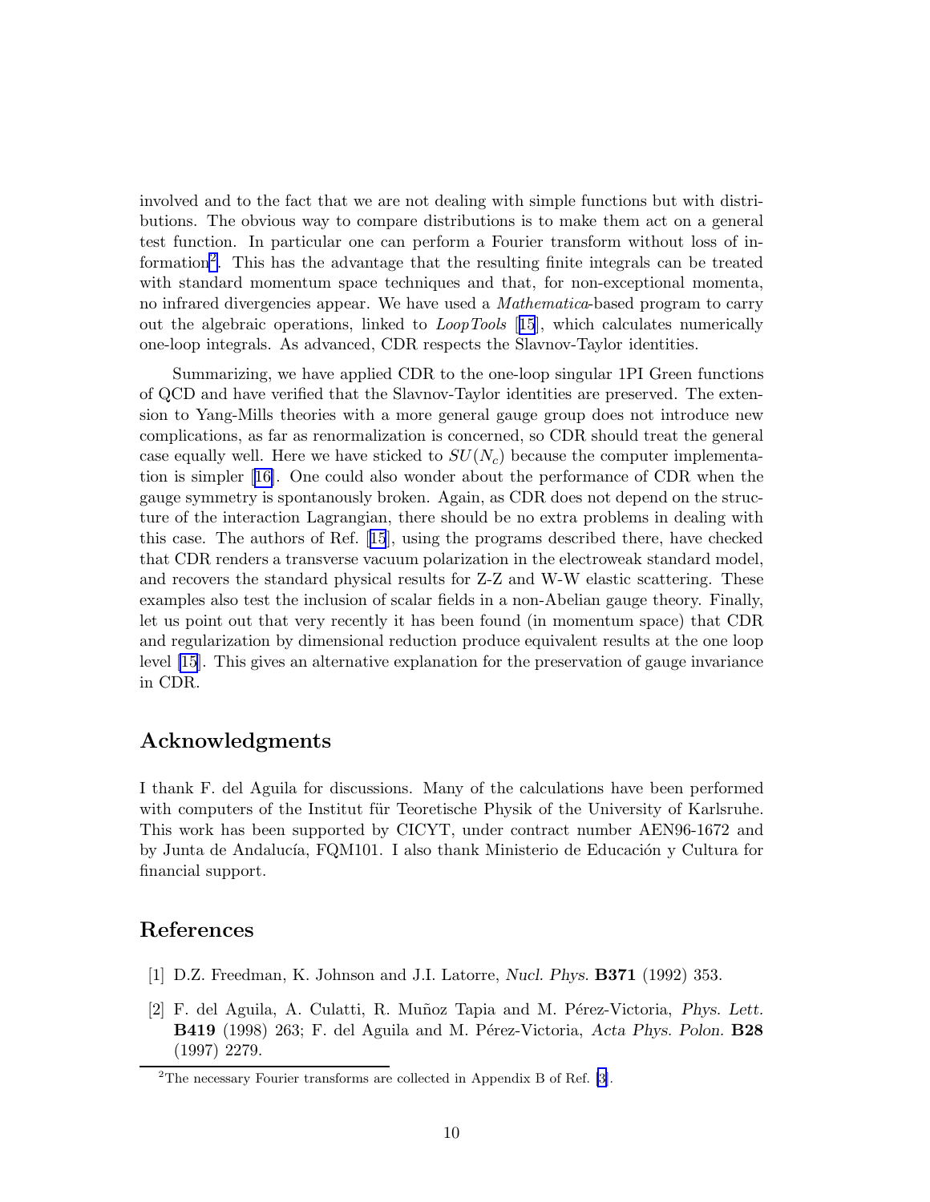involved and to the fact that we are not dealing with simple functions but with distributions. The obvious way to compare distributions is to make them act on a general test function. In particular one can perform a Fourier transform without loss of information[2]. This has the advantage that the resulting finite integrals can be treated with standard momentum space techniques and that, for non-exceptional momenta, no infrared divergencies appear. We have used a *Mathematica*-based program to carry out the algebraic operations, linked to *LoopTools* [15], which calculates numerically one-loop integrals. As advanced, CDR respects the Slavnov-Taylor identities.

Summarizing, we have applied CDR to the one-loop singular 1PI Green functions of QCD and have verified that the Slavnov-Taylor identities are preserved. The extension to Yang-Mills theories with a more general gauge group does not introduce new complications, as far as renormalization is concerned, so CDR should treat the general case equally well. Here we have sticked to $SU(N_c)$ because the computer implementation is simpler [16]. One could also wonder about the performance of CDR when the gauge symmetry is spontanously broken. Again, as CDR does not depend on the structure of the interaction Lagrangian, there should be no extra problems in dealing with this case. The authors of Ref. [15], using the programs described there, have checked that CDR renders a transverse vacuum polarization in the electroweak standard model, and recovers the standard physical results for Z-Z and W-W elastic scattering. These examples also test the inclusion of scalar fields in a non-Abelian gauge theory. Finally, let us point out that very recently it has been found (in momentum space) that CDR and regularization by dimensional reduction produce equivalent results at the one loop level [15]. This gives an alternative explanation for the preservation of gauge invariance in CDR.

## Acknowledgments

I thank F. del Aguila for discussions. Many of the calculations have been performed with computers of the Institut für Teoretische Physik of the University of Karlsruhe. This work has been supported by CICYT, under contract number AEN96-1672 and by Junta de Andalucía, FQM101. I also thank Ministerio de Educación y Cultura for financial support.

## References

[1] D.Z. Freedman, K. Johnson and J.I. Latorre, *Nucl. Phys.* **B371** (1992) 353.

[2] F. del Aguila, A. Culatti, R. Muñoz Tapia and M. Pérez-Victoria, *Phys. Lett.* **B419** (1998) 263; F. del Aguila and M. Pérez-Victoria, *Acta Phys. Polon.* **B28** (1997) 2279.

---

[2] The necessary Fourier transforms are collected in Appendix B of Ref. [3].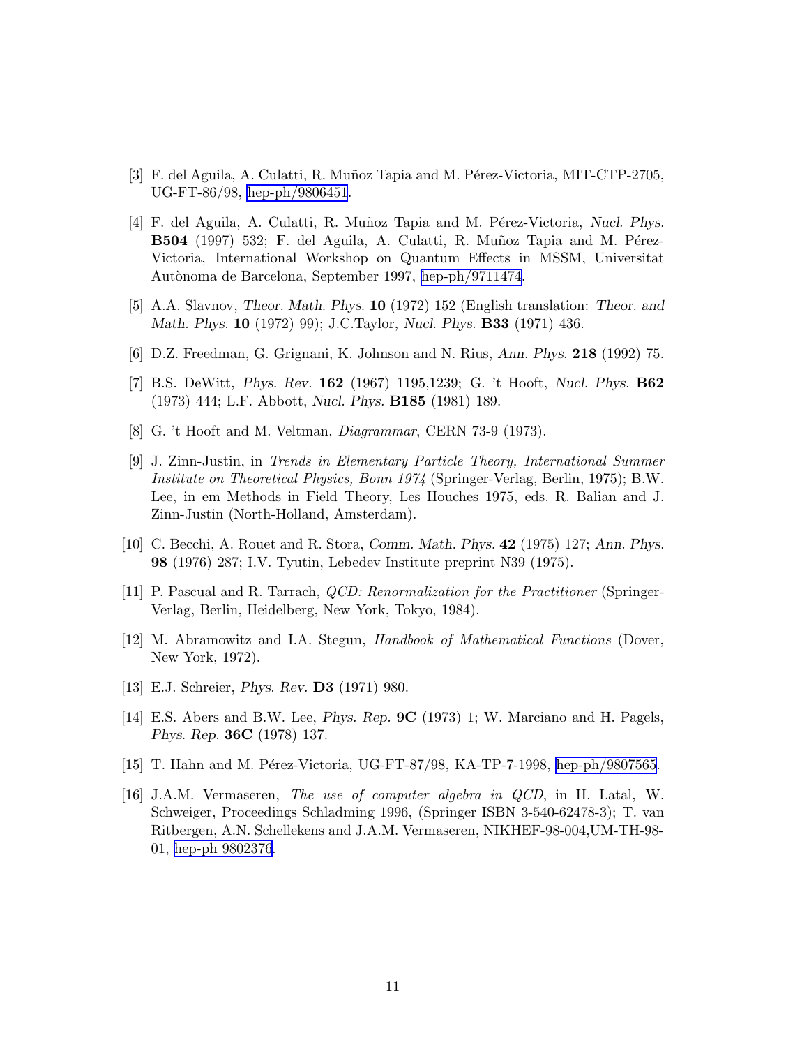[3] F. del Aguila, A. Culatti, R. Muñoz Tapia and M. Pérez-Victoria, MIT-CTP-2705, UG-FT-86/98, hep-ph/9806451.

[4] F. del Aguila, A. Culatti, R. Muñoz Tapia and M. Pérez-Victoria, *Nucl. Phys.* **B504** (1997) 532; F. del Aguila, A. Culatti, R. Muñoz Tapia and M. Pérez-Victoria, International Workshop on Quantum Effects in MSSM, Universitat Autònoma de Barcelona, September 1997, hep-ph/9711474.

[5] A.A. Slavnov, *Theor. Math. Phys.* **10** (1972) 152 (English translation: *Theor. and Math. Phys.* **10** (1972) 99); J.C.Taylor, *Nucl. Phys.* **B33** (1971) 436.

[6] D.Z. Freedman, G. Grignani, K. Johnson and N. Rius, *Ann. Phys.* **218** (1992) 75.

[7] B.S. DeWitt, *Phys. Rev.* **162** (1967) 1195,1239; G. 't Hooft, *Nucl. Phys.* **B62** (1973) 444; L.F. Abbott, *Nucl. Phys.* **B185** (1981) 189.

[8] G. 't Hooft and M. Veltman, *Diagrammar*, CERN 73-9 (1973).

[9] J. Zinn-Justin, in *Trends in Elementary Particle Theory, International Summer Institute on Theoretical Physics, Bonn 1974* (Springer-Verlag, Berlin, 1975); B.W. Lee, in em Methods in Field Theory, Les Houches 1975, eds. R. Balian and J. Zinn-Justin (North-Holland, Amsterdam).

[10] C. Becchi, A. Rouet and R. Stora, *Comm. Math. Phys.* **42** (1975) 127; *Ann. Phys.* **98** (1976) 287; I.V. Tyutin, Lebedev Institute preprint N39 (1975).

[11] P. Pascual and R. Tarrach, *QCD: Renormalization for the Practitioner* (Springer-Verlag, Berlin, Heidelberg, New York, Tokyo, 1984).

[12] M. Abramowitz and I.A. Stegun, *Handbook of Mathematical Functions* (Dover, New York, 1972).

[13] E.J. Schreier, *Phys. Rev.* **D3** (1971) 980.

[14] E.S. Abers and B.W. Lee, *Phys. Rep.* **9C** (1973) 1; W. Marciano and H. Pagels, *Phys. Rep.* **36C** (1978) 137.

[15] T. Hahn and M. Pérez-Victoria, UG-FT-87/98, KA-TP-7-1998, hep-ph/9807565.

[16] J.A.M. Vermaseren, *The use of computer algebra in QCD*, in H. Latal, W. Schweiger, Proceedings Schladming 1996, (Springer ISBN 3-540-62478-3); T. van Ritbergen, A.N. Schellekens and J.A.M. Vermaseren, NIKHEF-98-004,UM-TH-98-01, hep-ph 9802376.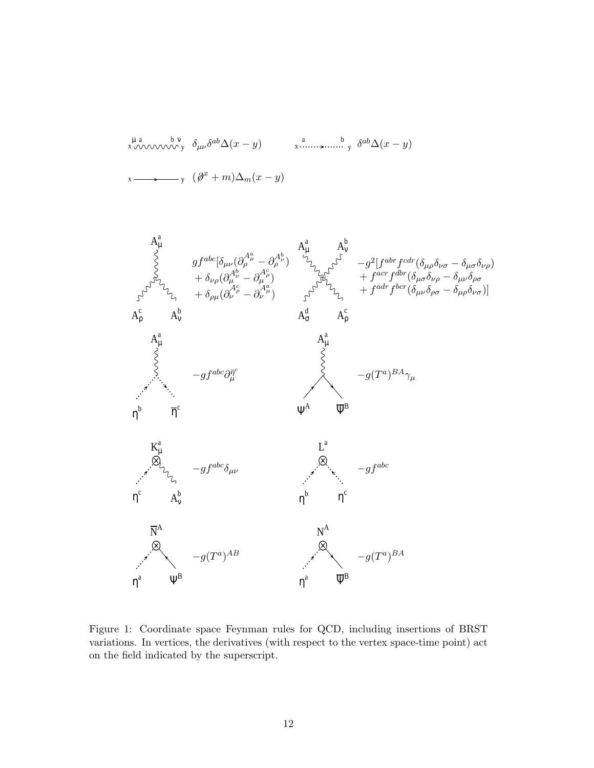$\delta_{\mu\nu}\delta^{ab}\Delta(x-y)$

$\delta^{ab}\Delta(x-y)$

$(\not\partial^x + m)\Delta_m(x-y)$

$$g f^{abc}[\delta_{\mu\nu}(\partial_\rho^{A^a_\mu} - \partial_\rho^{A^b_\nu}) + \delta_{\nu\rho}(\partial_\mu^{A^b_\nu} - \partial_\mu^{A^c_\rho}) + \delta_{\rho\mu}(\partial_\nu^{A^c_\rho} - \partial_\nu^{A^a_\mu})$$

$$-g^2[f^{abr}f^{cdr}(\delta_{\mu\rho}\delta_{\nu\sigma} - \delta_{\mu\sigma}\delta_{\nu\rho}) + f^{acr}f^{dbr}(\delta_{\mu\sigma}\delta_{\nu\rho} - \delta_{\mu\nu}\delta_{\rho\sigma} + f^{adr}f^{bcr}(\delta_{\mu\nu}\delta_{\rho\sigma} - \delta_{\mu\rho}\delta_{\nu\sigma})]$$

$-gf^{abc}\partial_\mu^{\bar{\eta}^c}$

$-g(T^a)^{BA}\gamma_\mu$

$-gf^{abc}\delta_{\mu\nu}$

$-gf^{abc}$

$-g(T^a)^{AB}$

$-g(T^a)^{BA}$

Figure 1: Coordinate space Feynman rules for QCD, including insertions of BRST variations. In vertices, the derivatives (with respect to the vertex space-time point) act on the field indicated by the superscript.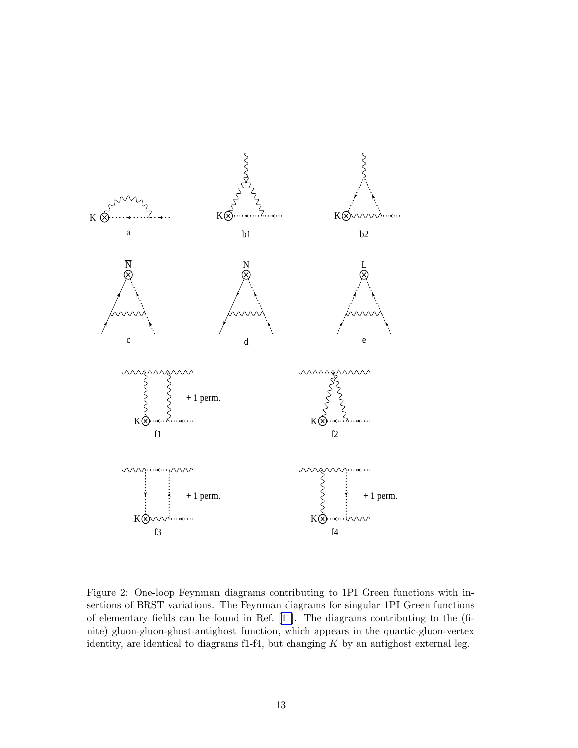K a

K b1

K b2

$\overline{\text{N}}$ c

N d

L e

K + 1 perm. f1

K f2

K + 1 perm. f3

K + 1 perm. f4

Figure 2: One-loop Feynman diagrams contributing to 1PI Green functions with insertions of BRST variations. The Feynman diagrams for singular 1PI Green functions of elementary fields can be found in Ref. [11]. The diagrams contributing to the (finite) gluon-gluon-ghost-antighost function, which appears in the quartic-gluon-vertex identity, are identical to diagrams f1-f4, but changing $K$ by an antighost external leg.